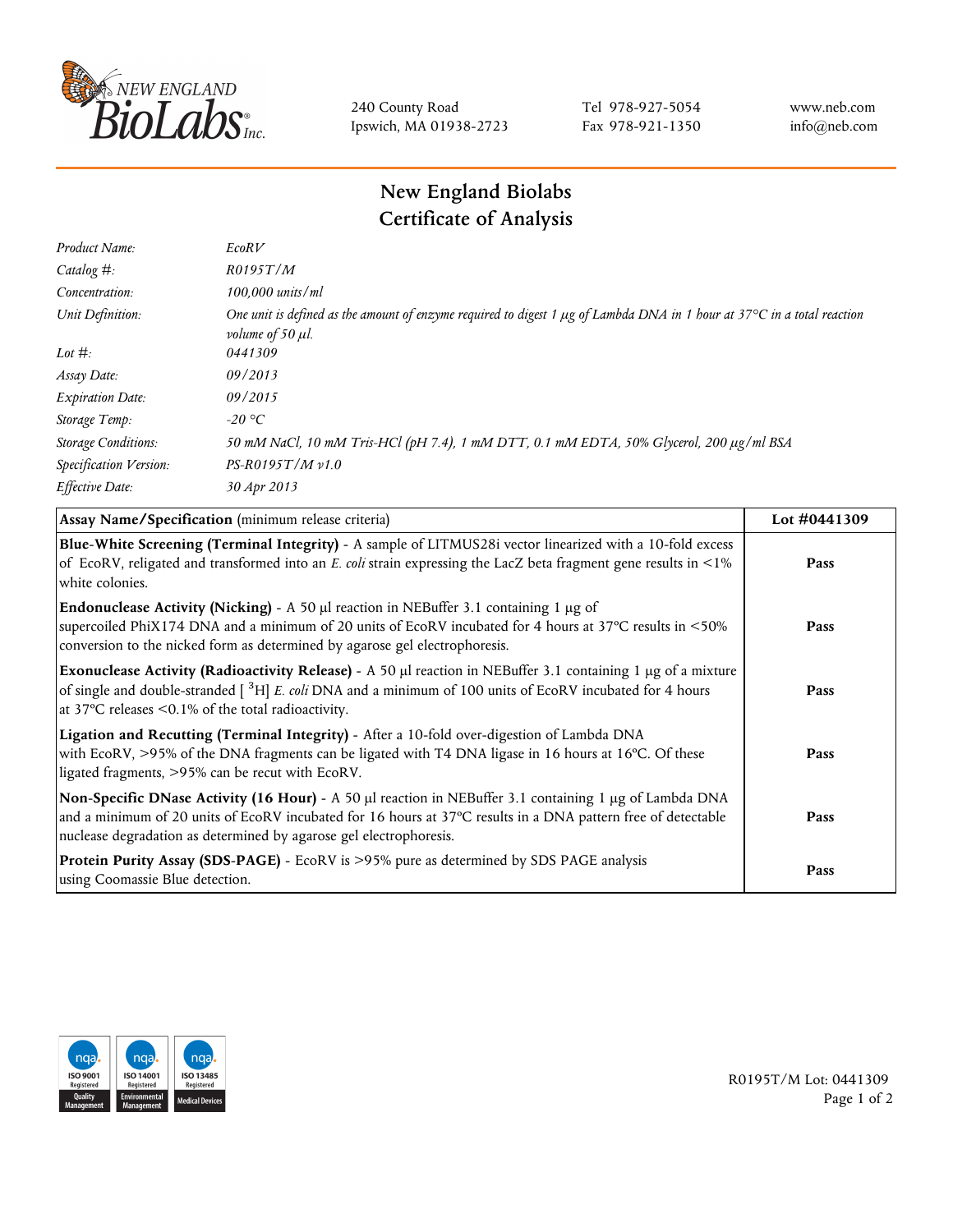240 County Road
Ipswich, MA 01938-2723

Tel 978-927-5054
Fax 978-921-1350

www.neb.com
info@neb.com

# New England Biolabs
# Certificate of Analysis

| | |
|---|---|
| *Product Name:* | *EcoRV* |
| *Catalog #:* | *R0195T/M* |
| *Concentration:* | *100,000 units/ml* |
| *Unit Definition:* | *One unit is defined as the amount of enzyme required to digest 1 µg of Lambda DNA in 1 hour at 37°C in a total reaction volume of 50 µl.* |
| *Lot #:* | *0441309* |
| *Assay Date:* | *09/2013* |
| *Expiration Date:* | *09/2015* |
| *Storage Temp:* | *-20 °C* |
| *Storage Conditions:* | *50 mM NaCl, 10 mM Tris-HCl (pH 7.4), 1 mM DTT, 0.1 mM EDTA, 50% Glycerol, 200 µg/ml BSA* |
| *Specification Version:* | *PS-R0195T/M v1.0* |
| *Effective Date:* | *30 Apr 2013* |

| **Assay Name/Specification** (minimum release criteria) | **Lot #0441309** |
|---|---|
| **Blue-White Screening (Terminal Integrity)** - A sample of LITMUS28i vector linearized with a 10-fold excess of EcoRV, religated and transformed into an *E. coli* strain expressing the LacZ beta fragment gene results in <1% white colonies. | **Pass** |
| **Endonuclease Activity (Nicking)** - A 50 µl reaction in NEBuffer 3.1 containing 1 µg of supercoiled PhiX174 DNA and a minimum of 20 units of EcoRV incubated for 4 hours at 37°C results in <50% conversion to the nicked form as determined by agarose gel electrophoresis. | **Pass** |
| **Exonuclease Activity (Radioactivity Release)** - A 50 µl reaction in NEBuffer 3.1 containing 1 µg of a mixture of single and double-stranded [ $^{3}$H] *E. coli* DNA and a minimum of 100 units of EcoRV incubated for 4 hours at 37°C releases <0.1% of the total radioactivity. | **Pass** |
| **Ligation and Recutting (Terminal Integrity)** - After a 10-fold over-digestion of Lambda DNA with EcoRV, >95% of the DNA fragments can be ligated with T4 DNA ligase in 16 hours at 16°C. Of these ligated fragments, >95% can be recut with EcoRV. | **Pass** |
| **Non-Specific DNase Activity (16 Hour)** - A 50 µl reaction in NEBuffer 3.1 containing 1 µg of Lambda DNA and a minimum of 20 units of EcoRV incubated for 16 hours at 37°C results in a DNA pattern free of detectable nuclease degradation as determined by agarose gel electrophoresis. | **Pass** |
| **Protein Purity Assay (SDS-PAGE)** - EcoRV is >95% pure as determined by SDS PAGE analysis using Coomassie Blue detection. | **Pass** |

R0195T/M Lot: 0441309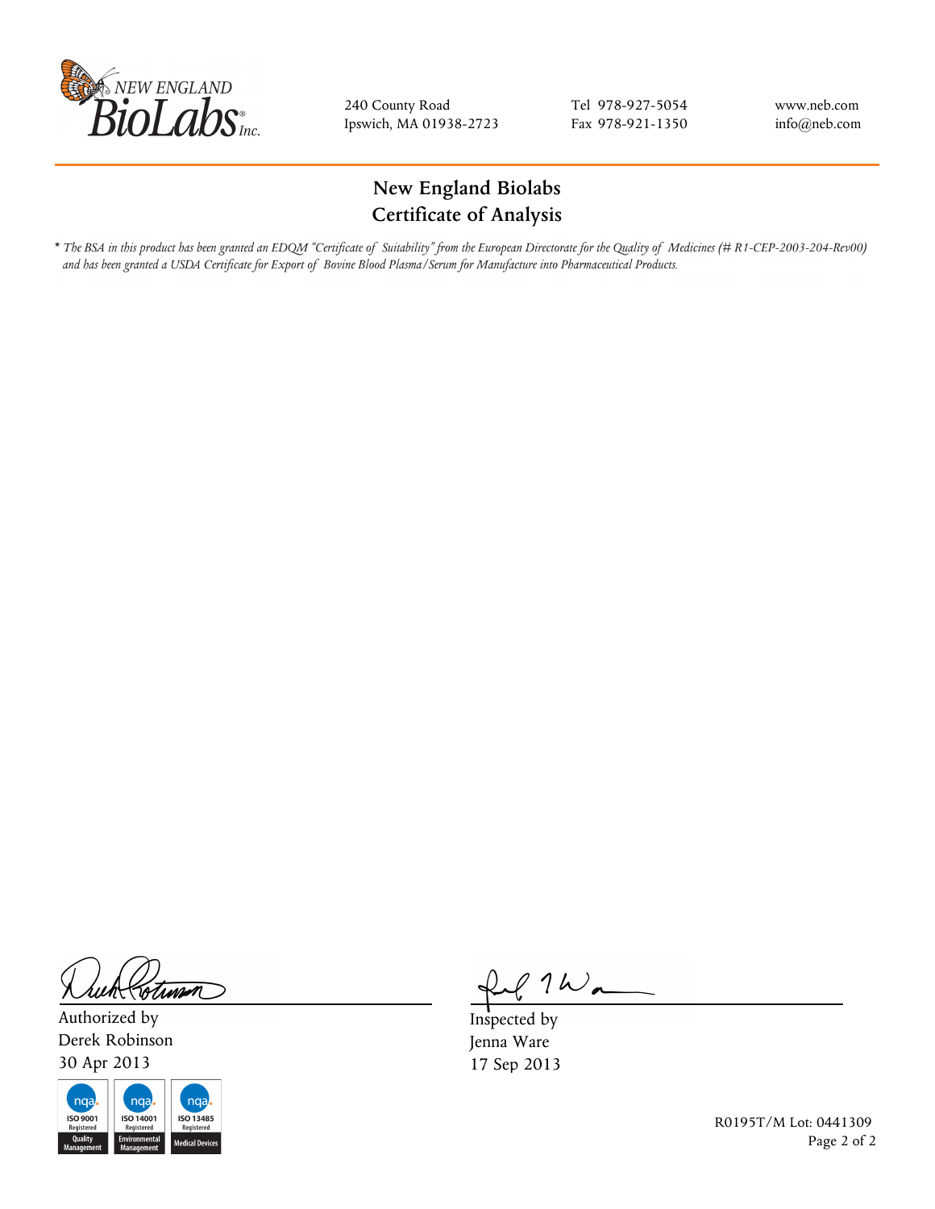NEW ENGLAND BioLabs Inc.

240 County Road
Ipswich, MA 01938-2723

Tel 978-927-5054
Fax 978-921-1350

www.neb.com
info@neb.com

## New England Biolabs
## Certificate of Analysis

\* *The BSA in this product has been granted an EDQM "Certificate of Suitability" from the European Directorate for the Quality of Medicines (# R1-CEP-2003-204-Rev00) and has been granted a USDA Certificate for Export of Bovine Blood Plasma/Serum for Manufacture into Pharmaceutical Products.*

Authorized by
Derek Robinson
30 Apr 2013

Inspected by
Jenna Ware
17 Sep 2013

nqa ISO 9001 Registered Quality Management
nqa ISO 14001 Registered Environmental Management
nqa ISO 13485 Registered Medical Devices

R0195T/M Lot: 0441309